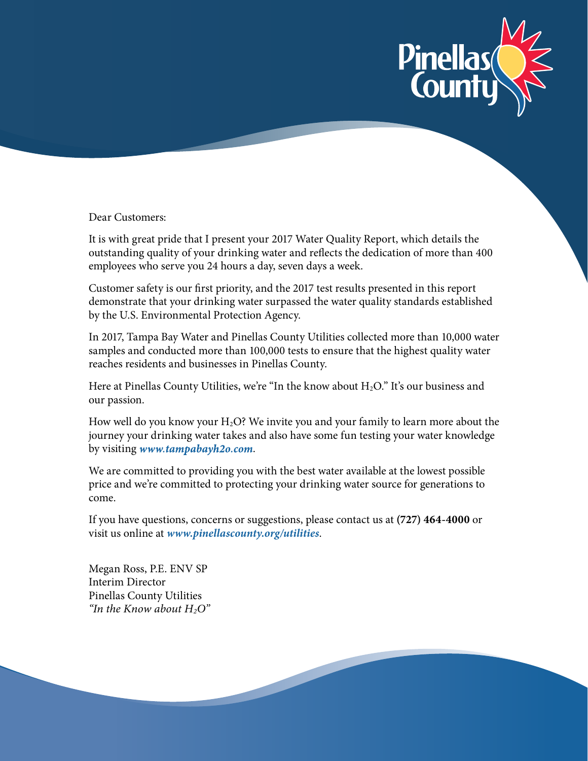Pinellas County

Dear Customers:

It is with great pride that I present your 2017 Water Quality Report, which details the outstanding quality of your drinking water and reflects the dedication of more than 400 employees who serve you 24 hours a day, seven days a week.

Customer safety is our first priority, and the 2017 test results presented in this report demonstrate that your drinking water surpassed the water quality standards established by the U.S. Environmental Protection Agency.

In 2017, Tampa Bay Water and Pinellas County Utilities collected more than 10,000 water samples and conducted more than 100,000 tests to ensure that the highest quality water reaches residents and businesses in Pinellas County.

Here at Pinellas County Utilities, we're "In the know about $H_2O$." It's our business and our passion.

How well do you know your $H_2O$? We invite you and your family to learn more about the journey your drinking water takes and also have some fun testing your water knowledge by visiting ***www.tampabayh2o.com***.

We are committed to providing you with the best water available at the lowest possible price and we're committed to protecting your drinking water source for generations to come.

If you have questions, concerns or suggestions, please contact us at **(727) 464-4000** or visit us online at ***www.pinellascounty.org/utilities***.

Megan Ross, P.E. ENV SP
Interim Director
Pinellas County Utilities
*"In the Know about $H_2O$"*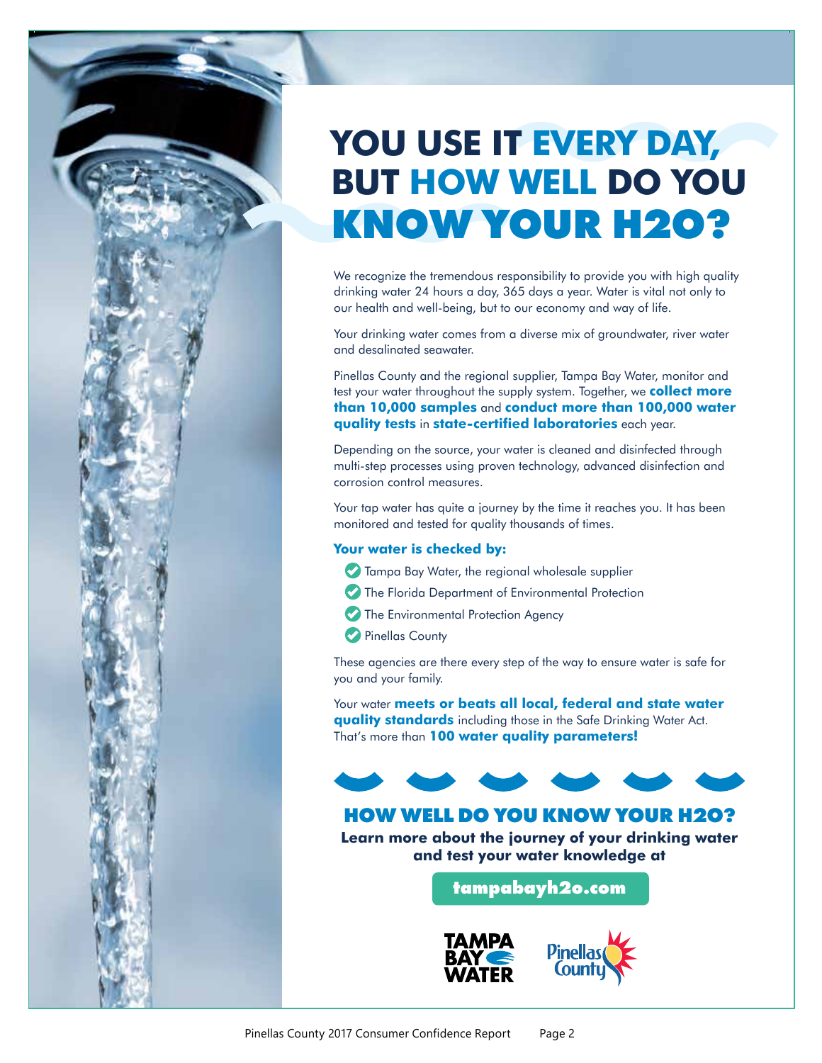# YOU USE IT EVERY DAY, BUT HOW WELL DO YOU KNOW YOUR H2O?

We recognize the tremendous responsibility to provide you with high quality drinking water 24 hours a day, 365 days a year. Water is vital not only to our health and well-being, but to our economy and way of life.

Your drinking water comes from a diverse mix of groundwater, river water and desalinated seawater.

Pinellas County and the regional supplier, Tampa Bay Water, monitor and test your water throughout the supply system. Together, we **collect more than 10,000 samples** and **conduct more than 100,000 water quality tests** in **state-certified laboratories** each year.

Depending on the source, your water is cleaned and disinfected through multi-step processes using proven technology, advanced disinfection and corrosion control measures.

Your tap water has quite a journey by the time it reaches you. It has been monitored and tested for quality thousands of times.

**Your water is checked by:**

- Tampa Bay Water, the regional wholesale supplier
- The Florida Department of Environmental Protection
- The Environmental Protection Agency
- Pinellas County

These agencies are there every step of the way to ensure water is safe for you and your family.

Your water **meets or beats all local, federal and state water quality standards** including those in the Safe Drinking Water Act. That's more than **100 water quality parameters!**

## HOW WELL DO YOU KNOW YOUR H2O?

**Learn more about the journey of your drinking water and test your water knowledge at**

**tampabayh2o.com**

TAMPA BAY WATER

Pinellas County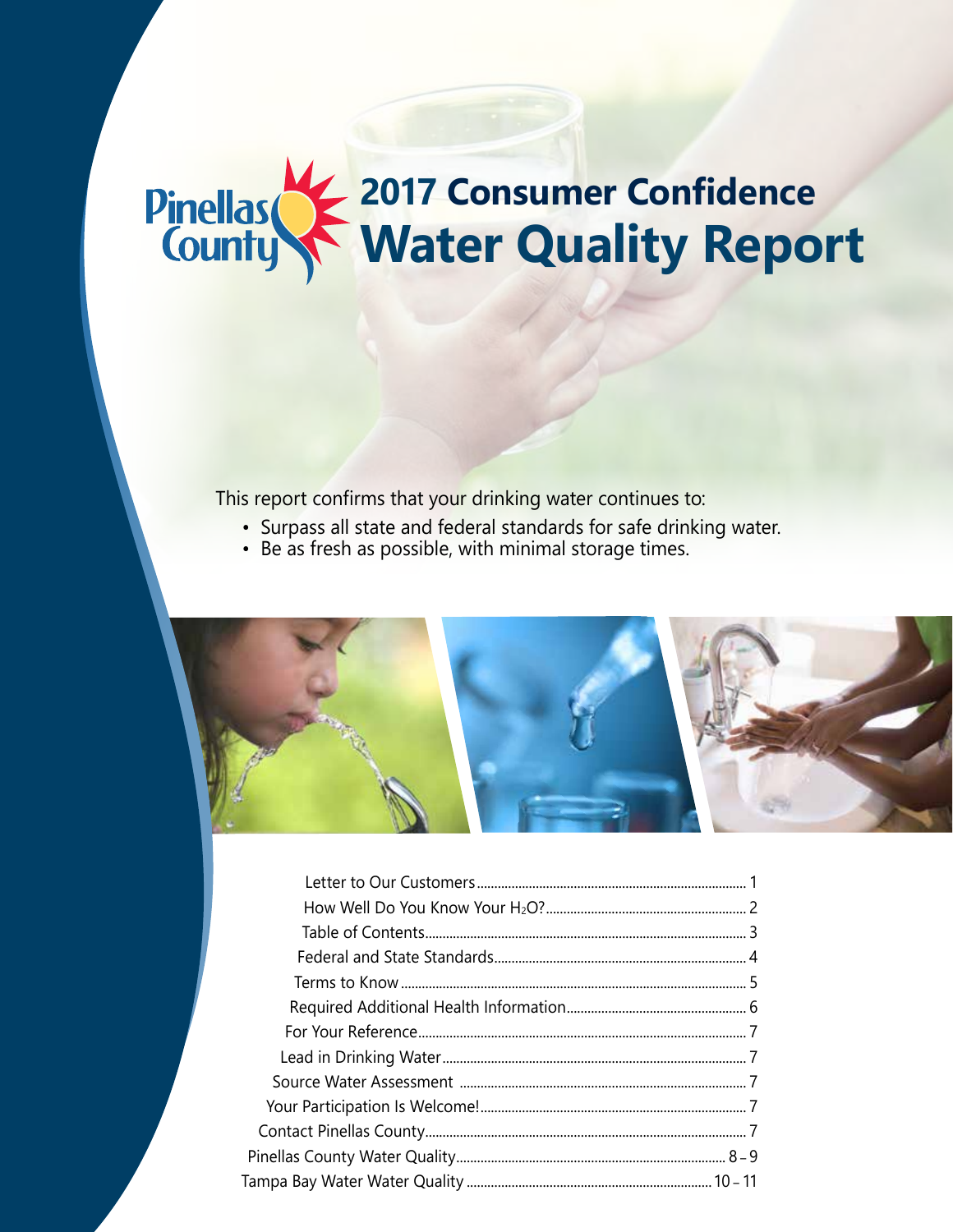# 2017 Consumer Confidence Water Quality Report

Pinellas County

This report confirms that your drinking water continues to:

- Surpass all state and federal standards for safe drinking water.
- Be as fresh as possible, with minimal storage times.

| | |
|---|---|
| Letter to Our Customers | 1 |
| How Well Do You Know Your $H_2O$? | 2 |
| Table of Contents | 3 |
| Federal and State Standards | 4 |
| Terms to Know | 5 |
| Required Additional Health Information | 6 |
| For Your Reference | 7 |
| Lead in Drinking Water | 7 |
| Source Water Assessment | 7 |
| Your Participation Is Welcome! | 7 |
| Contact Pinellas County | 7 |
| Pinellas County Water Quality | 8 – 9 |
| Tampa Bay Water Water Quality | 10 – 11 |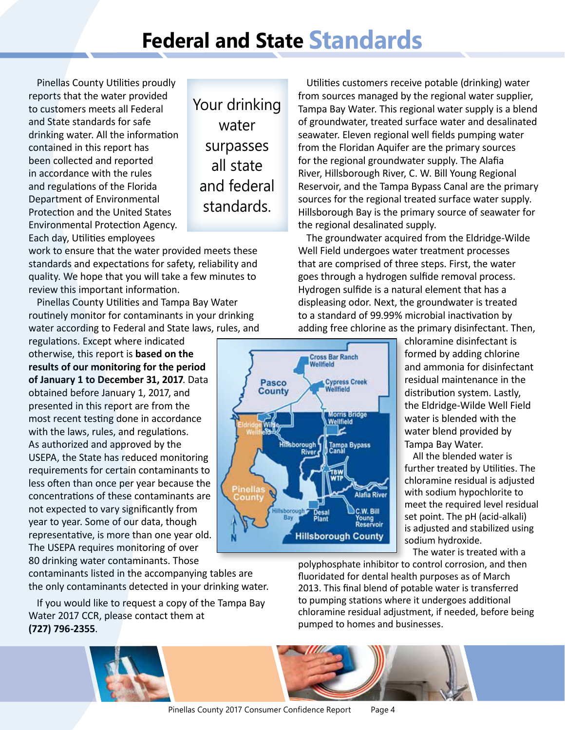# Federal and State Standards

Pinellas County Utilities proudly reports that the water provided to customers meets all Federal and State standards for safe drinking water. All the information contained in this report has been collected and reported in accordance with the rules and regulations of the Florida Department of Environmental Protection and the United States Environmental Protection Agency. Each day, Utilities employees work to ensure that the water provided meets these standards and expectations for safety, reliability and quality. We hope that you will take a few minutes to review this important information.

> Your drinking water surpasses all state and federal standards.

Pinellas County Utilities and Tampa Bay Water routinely monitor for contaminants in your drinking water according to Federal and State laws, rules, and regulations. Except where indicated otherwise, this report is **based on the results of our monitoring for the period of January 1 to December 31, 2017**. Data obtained before January 1, 2017, and presented in this report are from the most recent testing done in accordance with the laws, rules, and regulations. As authorized and approved by the USEPA, the State has reduced monitoring requirements for certain contaminants to less often than once per year because the concentrations of these contaminants are not expected to vary significantly from year to year. Some of our data, though representative, is more than one year old. The USEPA requires monitoring of over 80 drinking water contaminants. Those contaminants listed in the accompanying tables are the only contaminants detected in your drinking water.

If you would like to request a copy of the Tampa Bay Water 2017 CCR, please contact them at **(727) 796-2355**.

Utilities customers receive potable (drinking) water from sources managed by the regional water supplier, Tampa Bay Water. This regional water supply is a blend of groundwater, treated surface water and desalinated seawater. Eleven regional well fields pumping water from the Floridan Aquifer are the primary sources for the regional groundwater supply. The Alafia River, Hillsborough River, C. W. Bill Young Regional Reservoir, and the Tampa Bypass Canal are the primary sources for the regional treated surface water supply. Hillsborough Bay is the primary source of seawater for the regional desalinated supply.

The groundwater acquired from the Eldridge-Wilde Well Field undergoes water treatment processes that are comprised of three steps. First, the water goes through a hydrogen sulfide removal process. Hydrogen sulfide is a natural element that has a displeasing odor. Next, the groundwater is treated to a standard of 99.99% microbial inactivation by adding free chlorine as the primary disinfectant. Then, chloramine disinfectant is formed by adding chlorine and ammonia for disinfectant residual maintenance in the distribution system. Lastly, the Eldridge-Wilde Well Field water is blended with the water blend provided by Tampa Bay Water.

All the blended water is further treated by Utilities. The chloramine residual is adjusted with sodium hypochlorite to meet the required level residual set point. The pH (acid-alkali) is adjusted and stabilized using sodium hydroxide.

The water is treated with a polyphosphate inhibitor to control corrosion, and then fluoridated for dental health purposes as of March 2013. This final blend of potable water is transferred to pumping stations where it undergoes additional chloramine residual adjustment, if needed, before being pumped to homes and businesses.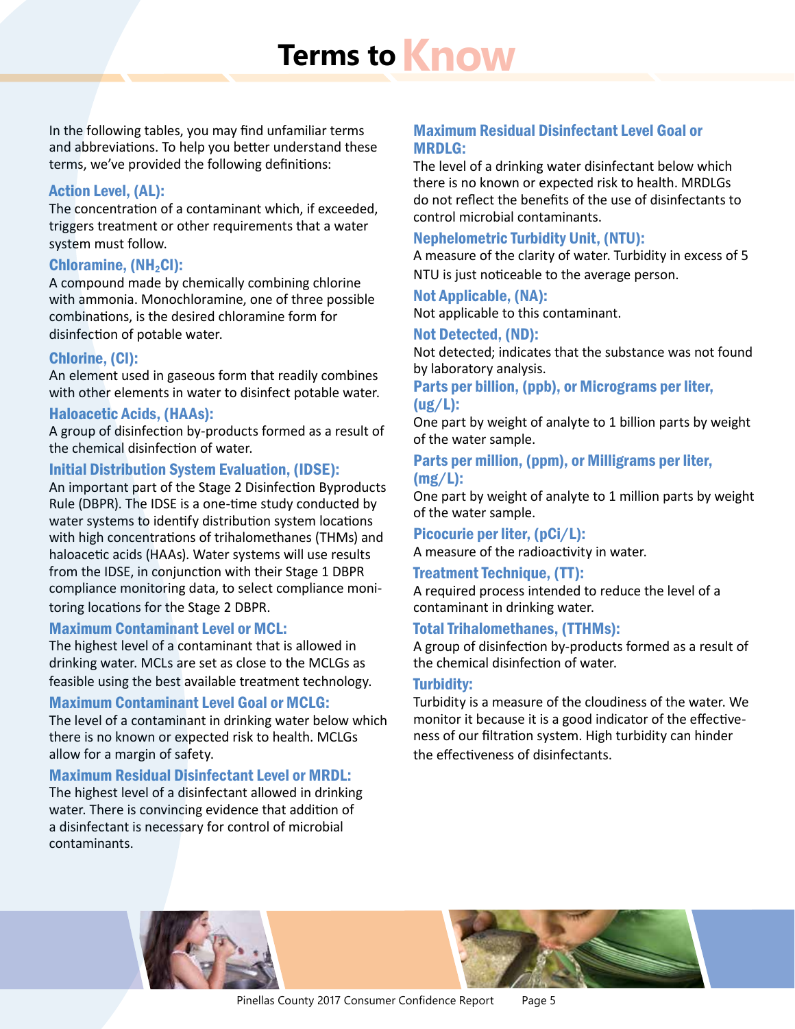# Terms to Know

In the following tables, you may find unfamiliar terms and abbreviations. To help you better understand these terms, we've provided the following definitions:

### Action Level, (AL):

The concentration of a contaminant which, if exceeded, triggers treatment or other requirements that a water system must follow.

### Chloramine, ($NH_2Cl$):

A compound made by chemically combining chlorine with ammonia. Monochloramine, one of three possible combinations, is the desired chloramine form for disinfection of potable water.

### Chlorine, (Cl):

An element used in gaseous form that readily combines with other elements in water to disinfect potable water.

### Haloacetic Acids, (HAAs):

A group of disinfection by-products formed as a result of the chemical disinfection of water.

### Initial Distribution System Evaluation, (IDSE):

An important part of the Stage 2 Disinfection Byproducts Rule (DBPR). The IDSE is a one-time study conducted by water systems to identify distribution system locations with high concentrations of trihalomethanes (THMs) and haloacetic acids (HAAs). Water systems will use results from the IDSE, in conjunction with their Stage 1 DBPR compliance monitoring data, to select compliance monitoring locations for the Stage 2 DBPR.

### Maximum Contaminant Level or MCL:

The highest level of a contaminant that is allowed in drinking water. MCLs are set as close to the MCLGs as feasible using the best available treatment technology.

### Maximum Contaminant Level Goal or MCLG:

The level of a contaminant in drinking water below which there is no known or expected risk to health. MCLGs allow for a margin of safety.

### Maximum Residual Disinfectant Level or MRDL:

The highest level of a disinfectant allowed in drinking water. There is convincing evidence that addition of a disinfectant is necessary for control of microbial contaminants.

### Maximum Residual Disinfectant Level Goal or MRDLG:

The level of a drinking water disinfectant below which there is no known or expected risk to health. MRDLGs do not reflect the benefits of the use of disinfectants to control microbial contaminants.

### Nephelometric Turbidity Unit, (NTU):

A measure of the clarity of water. Turbidity in excess of 5 NTU is just noticeable to the average person.

### Not Applicable, (NA):

Not applicable to this contaminant.

### Not Detected, (ND):

Not detected; indicates that the substance was not found by laboratory analysis.

### Parts per billion, (ppb), or Micrograms per liter, (ug/L):

One part by weight of analyte to 1 billion parts by weight of the water sample.

### Parts per million, (ppm), or Milligrams per liter, (mg/L):

One part by weight of analyte to 1 million parts by weight of the water sample.

### Picocurie per liter, (pCi/L):

A measure of the radioactivity in water.

### Treatment Technique, (TT):

A required process intended to reduce the level of a contaminant in drinking water.

### Total Trihalomethanes, (TTHMs):

A group of disinfection by-products formed as a result of the chemical disinfection of water.

### Turbidity:

Turbidity is a measure of the cloudiness of the water. We monitor it because it is a good indicator of the effectiveness of our filtration system. High turbidity can hinder the effectiveness of disinfectants.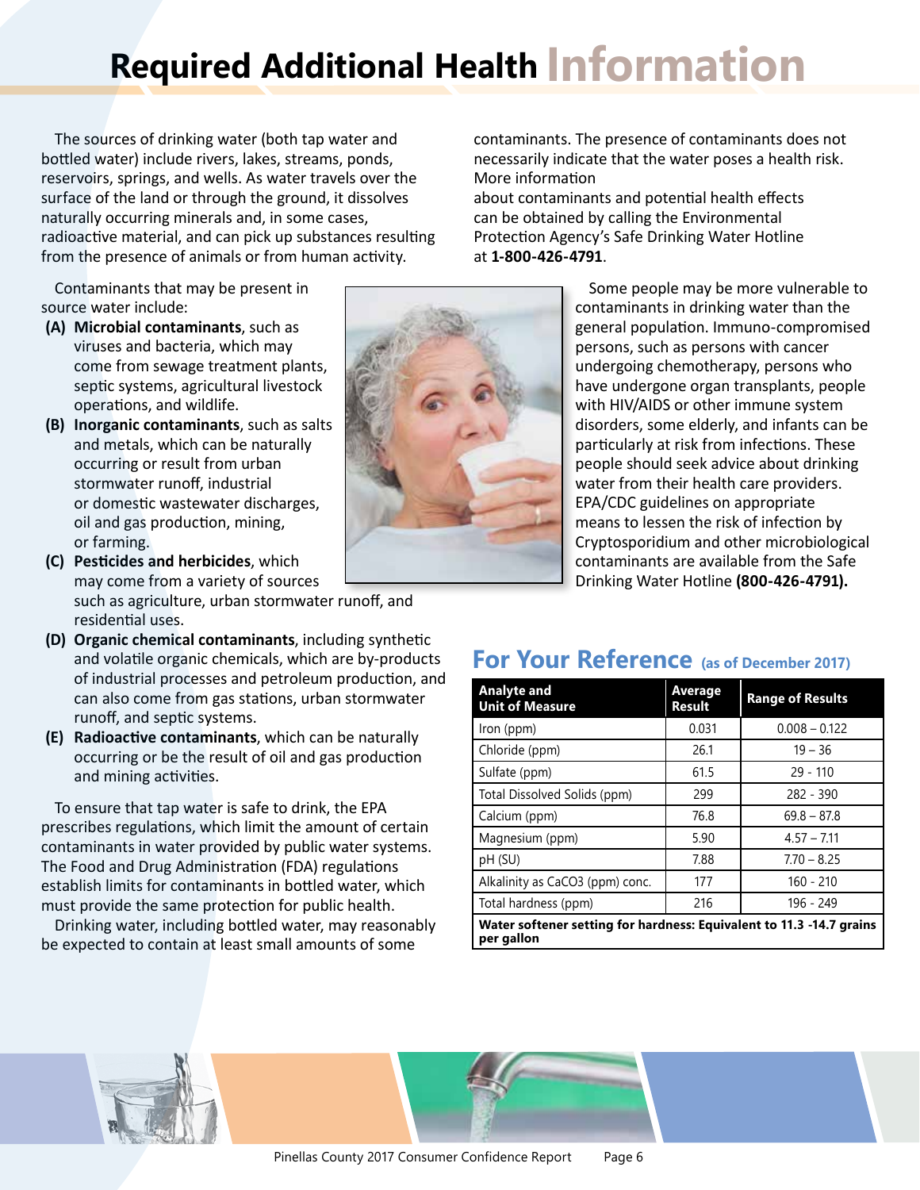# Required Additional Health Information

The sources of drinking water (both tap water and bottled water) include rivers, lakes, streams, ponds, reservoirs, springs, and wells. As water travels over the surface of the land or through the ground, it dissolves naturally occurring minerals and, in some cases, radioactive material, and can pick up substances resulting from the presence of animals or from human activity.

Contaminants that may be present in source water include:

- **(A) Microbial contaminants**, such as viruses and bacteria, which may come from sewage treatment plants, septic systems, agricultural livestock operations, and wildlife.
- **(B) Inorganic contaminants**, such as salts and metals, which can be naturally occurring or result from urban stormwater runoff, industrial or domestic wastewater discharges, oil and gas production, mining, or farming.
- **(C) Pesticides and herbicides**, which may come from a variety of sources such as agriculture, urban stormwater runoff, and residential uses.
- **(D) Organic chemical contaminants**, including synthetic and volatile organic chemicals, which are by-products of industrial processes and petroleum production, and can also come from gas stations, urban stormwater runoff, and septic systems.
- **(E) Radioactive contaminants**, which can be naturally occurring or be the result of oil and gas production and mining activities.

To ensure that tap water is safe to drink, the EPA prescribes regulations, which limit the amount of certain contaminants in water provided by public water systems. The Food and Drug Administration (FDA) regulations establish limits for contaminants in bottled water, which must provide the same protection for public health.

Drinking water, including bottled water, may reasonably be expected to contain at least small amounts of some contaminants. The presence of contaminants does not necessarily indicate that the water poses a health risk. More information about contaminants and potential health effects can be obtained by calling the Environmental Protection Agency's Safe Drinking Water Hotline at **1-800-426-4791**.

Some people may be more vulnerable to contaminants in drinking water than the general population. Immuno-compromised persons, such as persons with cancer undergoing chemotherapy, persons who have undergone organ transplants, people with HIV/AIDS or other immune system disorders, some elderly, and infants can be particularly at risk from infections. These people should seek advice about drinking water from their health care providers. EPA/CDC guidelines on appropriate means to lessen the risk of infection by Cryptosporidium and other microbiological contaminants are available from the Safe Drinking Water Hotline **(800-426-4791).**

## For Your Reference (as of December 2017)

| Analyte and Unit of Measure | Average Result | Range of Results |
|---|---|---|
| Iron (ppm) | 0.031 | 0.008 – 0.122 |
| Chloride (ppm) | 26.1 | 19 – 36 |
| Sulfate (ppm) | 61.5 | 29 - 110 |
| Total Dissolved Solids (ppm) | 299 | 282 - 390 |
| Calcium (ppm) | 76.8 | 69.8 – 87.8 |
| Magnesium (ppm) | 5.90 | 4.57 – 7.11 |
| pH (SU) | 7.88 | 7.70 – 8.25 |
| Alkalinity as $CaCO_3$ (ppm) conc. | 177 | 160 - 210 |
| Total hardness (ppm) | 216 | 196 - 249 |
| **Water softener setting for hardness: Equivalent to 11.3 -14.7 grains per gallon** | | |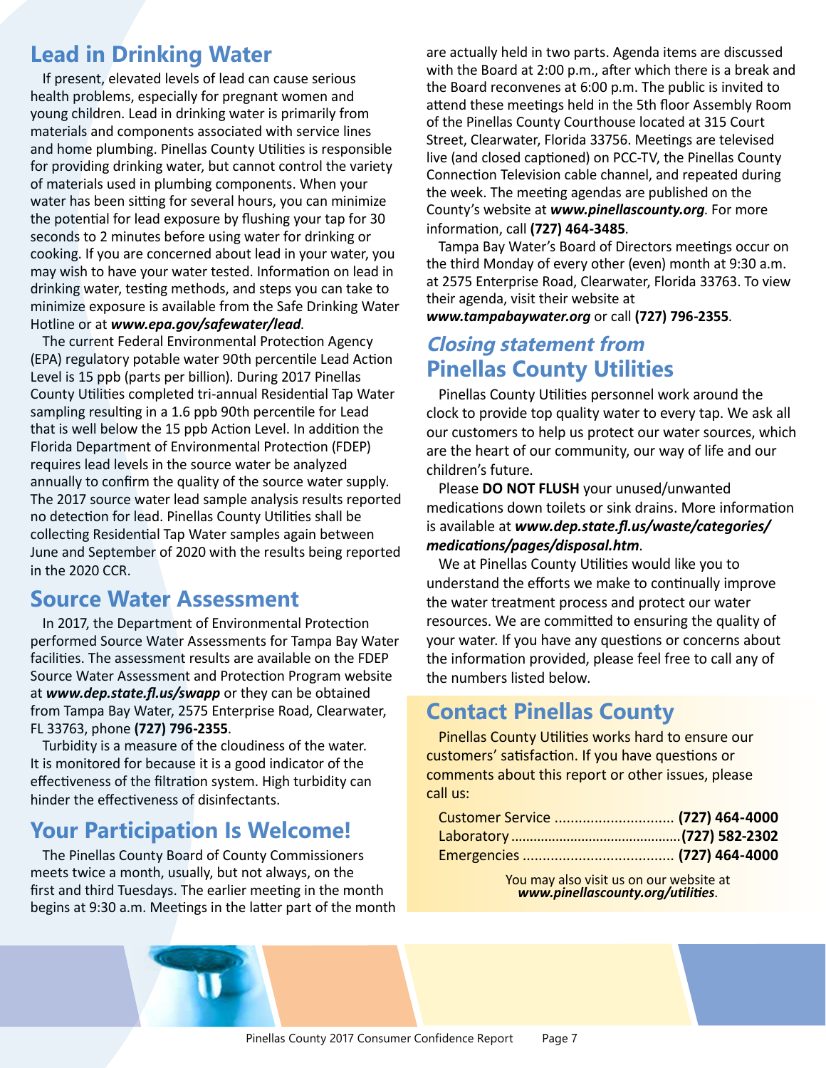## Lead in Drinking Water

If present, elevated levels of lead can cause serious health problems, especially for pregnant women and young children. Lead in drinking water is primarily from materials and components associated with service lines and home plumbing. Pinellas County Utilities is responsible for providing drinking water, but cannot control the variety of materials used in plumbing components. When your water has been sitting for several hours, you can minimize the potential for lead exposure by flushing your tap for 30 seconds to 2 minutes before using water for drinking or cooking. If you are concerned about lead in your water, you may wish to have your water tested. Information on lead in drinking water, testing methods, and steps you can take to minimize exposure is available from the Safe Drinking Water Hotline or at ***www.epa.gov/safewater/lead***.

The current Federal Environmental Protection Agency (EPA) regulatory potable water 90th percentile Lead Action Level is 15 ppb (parts per billion). During 2017 Pinellas County Utilities completed tri-annual Residential Tap Water sampling resulting in a 1.6 ppb 90th percentile for Lead that is well below the 15 ppb Action Level. In addition the Florida Department of Environmental Protection (FDEP) requires lead levels in the source water be analyzed annually to confirm the quality of the source water supply. The 2017 source water lead sample analysis results reported no detection for lead. Pinellas County Utilities shall be collecting Residential Tap Water samples again between June and September of 2020 with the results being reported in the 2020 CCR.

## Source Water Assessment

In 2017, the Department of Environmental Protection performed Source Water Assessments for Tampa Bay Water facilities. The assessment results are available on the FDEP Source Water Assessment and Protection Program website at ***www.dep.state.fl.us/swapp*** or they can be obtained from Tampa Bay Water, 2575 Enterprise Road, Clearwater, FL 33763, phone **(727) 796-2355**.

Turbidity is a measure of the cloudiness of the water. It is monitored for because it is a good indicator of the effectiveness of the filtration system. High turbidity can hinder the effectiveness of disinfectants.

## Your Participation Is Welcome!

The Pinellas County Board of County Commissioners meets twice a month, usually, but not always, on the first and third Tuesdays. The earlier meeting in the month begins at 9:30 a.m. Meetings in the latter part of the month are actually held in two parts. Agenda items are discussed with the Board at 2:00 p.m., after which there is a break and the Board reconvenes at 6:00 p.m. The public is invited to attend these meetings held in the 5th floor Assembly Room of the Pinellas County Courthouse located at 315 Court Street, Clearwater, Florida 33756. Meetings are televised live (and closed captioned) on PCC-TV, the Pinellas County Connection Television cable channel, and repeated during the week. The meeting agendas are published on the County's website at ***www.pinellascounty.org***. For more information, call **(727) 464-3485**.

Tampa Bay Water's Board of Directors meetings occur on the third Monday of every other (even) month at 9:30 a.m. at 2575 Enterprise Road, Clearwater, Florida 33763. To view their agenda, visit their website at ***www.tampabaywater.org*** or call **(727) 796-2355**.

## *Closing statement from* Pinellas County Utilities

Pinellas County Utilities personnel work around the clock to provide top quality water to every tap. We ask all our customers to help us protect our water sources, which are the heart of our community, our way of life and our children's future.

Please **DO NOT FLUSH** your unused/unwanted medications down toilets or sink drains. More information is available at ***www.dep.state.fl.us/waste/categories/medications/pages/disposal.htm***.

We at Pinellas County Utilities would like you to understand the efforts we make to continually improve the water treatment process and protect our water resources. We are committed to ensuring the quality of your water. If you have any questions or concerns about the information provided, please feel free to call any of the numbers listed below.

## Contact Pinellas County

Pinellas County Utilities works hard to ensure our customers' satisfaction. If you have questions or comments about this report or other issues, please call us:

Customer Service .............................. **(727) 464-4000**
Laboratory ............................................ **(727) 582-2302**
Emergencies ..................................... **(727) 464-4000**

You may also visit us on our website at ***www.pinellascounty.org/utilities***.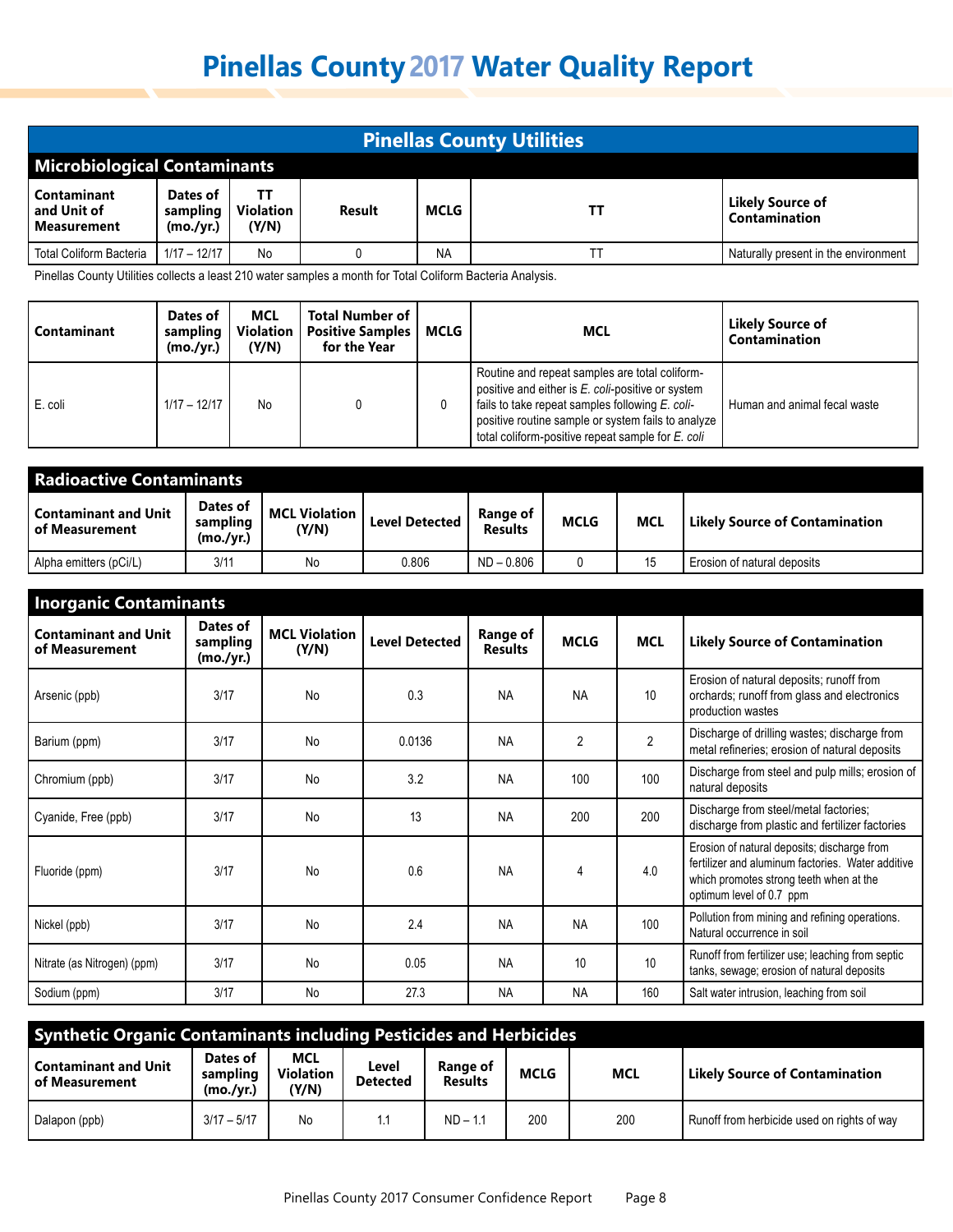# Pinellas County 2017 Water Quality Report

## Pinellas County Utilities

### Microbiological Contaminants

| Contaminant and Unit of Measurement | Dates of sampling (mo./yr.) | TT Violation (Y/N) | Result | MCLG | TT | Likely Source of Contamination |
|---|---|---|---|---|---|---|
| Total Coliform Bacteria | 1/17 – 12/17 | No | 0 | NA | TT | Naturally present in the environment |

Pinellas County Utilities collects a least 210 water samples a month for Total Coliform Bacteria Analysis.

| Contaminant | Dates of sampling (mo./yr.) | MCL Violation (Y/N) | Total Number of Positive Samples for the Year | MCLG | MCL | Likely Source of Contamination |
|---|---|---|---|---|---|---|
| E. coli | 1/17 – 12/17 | No | 0 | 0 | Routine and repeat samples are total coliform-positive and either is *E. coli*-positive or system fails to take repeat samples following *E. coli*-positive routine sample or system fails to analyze total coliform-positive repeat sample for *E. coli* | Human and animal fecal waste |

### Radioactive Contaminants

| Contaminant and Unit of Measurement | Dates of sampling (mo./yr.) | MCL Violation (Y/N) | Level Detected | Range of Results | MCLG | MCL | Likely Source of Contamination |
|---|---|---|---|---|---|---|---|
| Alpha emitters (pCi/L) | 3/11 | No | 0.806 | ND – 0.806 | 0 | 15 | Erosion of natural deposits |

### Inorganic Contaminants

| Contaminant and Unit of Measurement | Dates of sampling (mo./yr.) | MCL Violation (Y/N) | Level Detected | Range of Results | MCLG | MCL | Likely Source of Contamination |
|---|---|---|---|---|---|---|---|
| Arsenic (ppb) | 3/17 | No | 0.3 | NA | NA | 10 | Erosion of natural deposits; runoff from orchards; runoff from glass and electronics production wastes |
| Barium (ppm) | 3/17 | No | 0.0136 | NA | 2 | 2 | Discharge of drilling wastes; discharge from metal refineries; erosion of natural deposits |
| Chromium (ppb) | 3/17 | No | 3.2 | NA | 100 | 100 | Discharge from steel and pulp mills; erosion of natural deposits |
| Cyanide, Free (ppb) | 3/17 | No | 13 | NA | 200 | 200 | Discharge from steel/metal factories; discharge from plastic and fertilizer factories |
| Fluoride (ppm) | 3/17 | No | 0.6 | NA | 4 | 4.0 | Erosion of natural deposits; discharge from fertilizer and aluminum factories. Water additive which promotes strong teeth when at the optimum level of 0.7 ppm |
| Nickel (ppb) | 3/17 | No | 2.4 | NA | NA | 100 | Pollution from mining and refining operations. Natural occurrence in soil |
| Nitrate (as Nitrogen) (ppm) | 3/17 | No | 0.05 | NA | 10 | 10 | Runoff from fertilizer use; leaching from septic tanks, sewage; erosion of natural deposits |
| Sodium (ppm) | 3/17 | No | 27.3 | NA | NA | 160 | Salt water intrusion, leaching from soil |

### Synthetic Organic Contaminants including Pesticides and Herbicides

| Contaminant and Unit of Measurement | Dates of sampling (mo./yr.) | MCL Violation (Y/N) | Level Detected | Range of Results | MCLG | MCL | Likely Source of Contamination |
|---|---|---|---|---|---|---|---|
| Dalapon (ppb) | 3/17 – 5/17 | No | 1.1 | ND – 1.1 | 200 | 200 | Runoff from herbicide used on rights of way |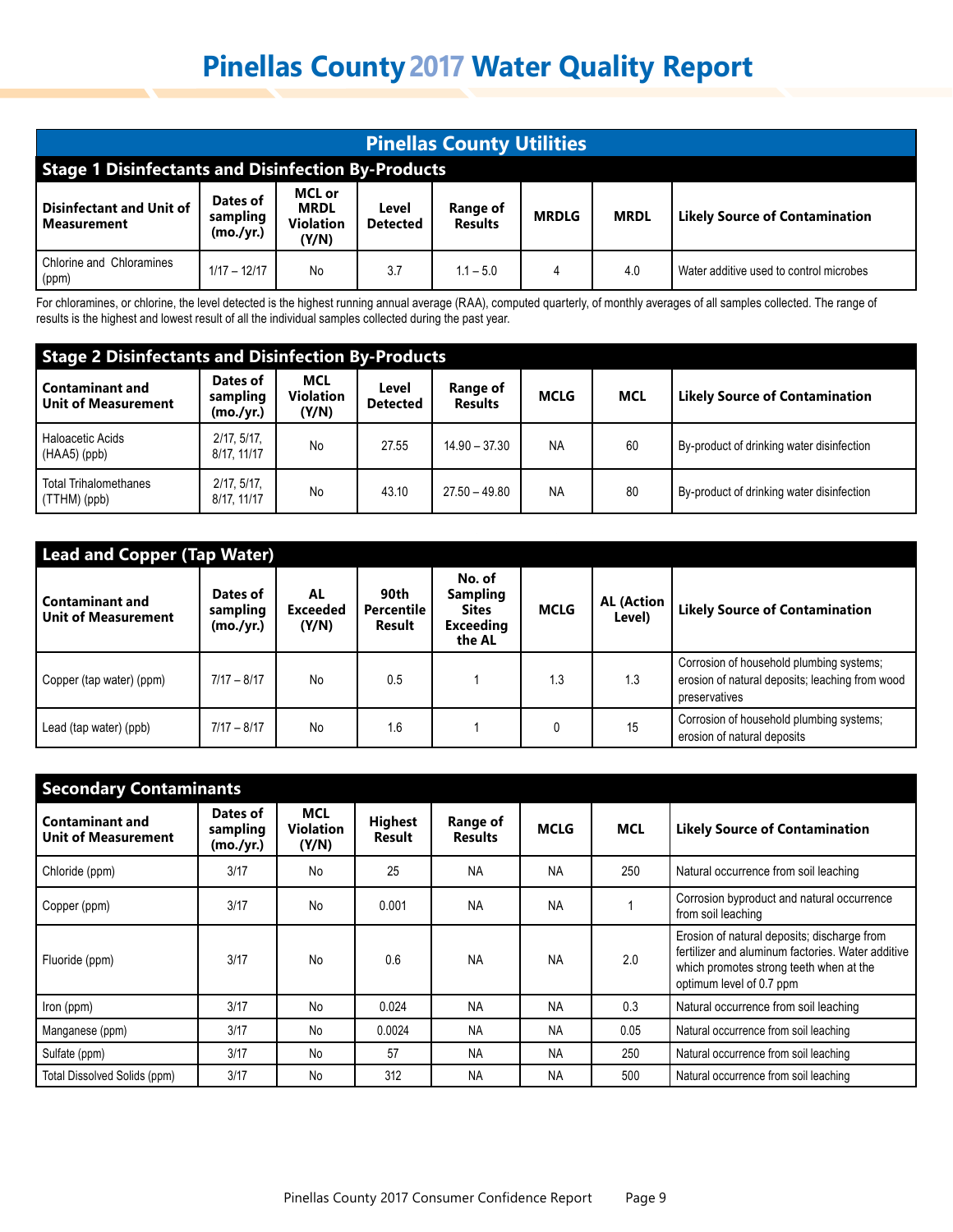# Pinellas County 2017 Water Quality Report

## Pinellas County Utilities

### Stage 1 Disinfectants and Disinfection By-Products

| Disinfectant and Unit of Measurement | Dates of sampling (mo./yr.) | MCL or MRDL Violation (Y/N) | Level Detected | Range of Results | MRDLG | MRDL | Likely Source of Contamination |
|---|---|---|---|---|---|---|---|
| Chlorine and Chloramines (ppm) | 1/17 – 12/17 | No | 3.7 | 1.1 – 5.0 | 4 | 4.0 | Water additive used to control microbes |

For chloramines, or chlorine, the level detected is the highest running annual average (RAA), computed quarterly, of monthly averages of all samples collected. The range of results is the highest and lowest result of all the individual samples collected during the past year.

### Stage 2 Disinfectants and Disinfection By-Products

| Contaminant and Unit of Measurement | Dates of sampling (mo./yr.) | MCL Violation (Y/N) | Level Detected | Range of Results | MCLG | MCL | Likely Source of Contamination |
|---|---|---|---|---|---|---|---|
| Haloacetic Acids (HAA5) (ppb) | 2/17, 5/17, 8/17, 11/17 | No | 27.55 | 14.90 – 37.30 | NA | 60 | By-product of drinking water disinfection |
| Total Trihalomethanes (TTHM) (ppb) | 2/17, 5/17, 8/17, 11/17 | No | 43.10 | 27.50 – 49.80 | NA | 80 | By-product of drinking water disinfection |

### Lead and Copper (Tap Water)

| Contaminant and Unit of Measurement | Dates of sampling (mo./yr.) | AL Exceeded (Y/N) | 90th Percentile Result | No. of Sampling Sites Exceeding the AL | MCLG | AL (Action Level) | Likely Source of Contamination |
|---|---|---|---|---|---|---|---|
| Copper (tap water) (ppm) | 7/17 – 8/17 | No | 0.5 | 1 | 1.3 | 1.3 | Corrosion of household plumbing systems; erosion of natural deposits; leaching from wood preservatives |
| Lead (tap water) (ppb) | 7/17 – 8/17 | No | 1.6 | 1 | 0 | 15 | Corrosion of household plumbing systems; erosion of natural deposits |

### Secondary Contaminants

| Contaminant and Unit of Measurement | Dates of sampling (mo./yr.) | MCL Violation (Y/N) | Highest Result | Range of Results | MCLG | MCL | Likely Source of Contamination |
|---|---|---|---|---|---|---|---|
| Chloride (ppm) | 3/17 | No | 25 | NA | NA | 250 | Natural occurrence from soil leaching |
| Copper (ppm) | 3/17 | No | 0.001 | NA | NA | 1 | Corrosion byproduct and natural occurrence from soil leaching |
| Fluoride (ppm) | 3/17 | No | 0.6 | NA | NA | 2.0 | Erosion of natural deposits; discharge from fertilizer and aluminum factories. Water additive which promotes strong teeth when at the optimum level of 0.7 ppm |
| Iron (ppm) | 3/17 | No | 0.024 | NA | NA | 0.3 | Natural occurrence from soil leaching |
| Manganese (ppm) | 3/17 | No | 0.0024 | NA | NA | 0.05 | Natural occurrence from soil leaching |
| Sulfate (ppm) | 3/17 | No | 57 | NA | NA | 250 | Natural occurrence from soil leaching |
| Total Dissolved Solids (ppm) | 3/17 | No | 312 | NA | NA | 500 | Natural occurrence from soil leaching |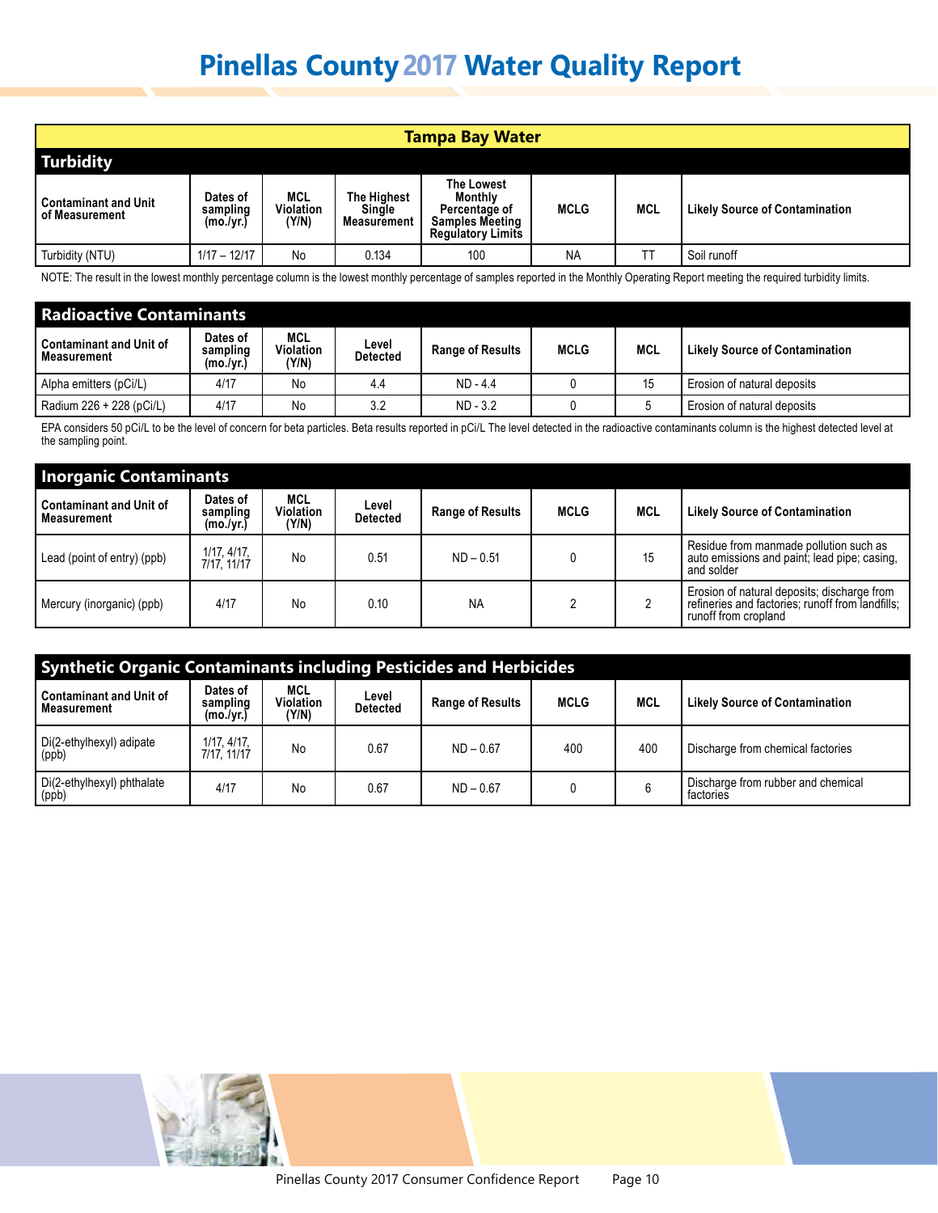# Pinellas County 2017 Water Quality Report

## Tampa Bay Water

### Turbidity

| Contaminant and Unit of Measurement | Dates of sampling (mo./yr.) | MCL Violation (Y/N) | The Highest Single Measurement | The Lowest Monthly Percentage of Samples Meeting Regulatory Limits | MCLG | MCL | Likely Source of Contamination |
|---|---|---|---|---|---|---|---|
| Turbidity (NTU) | 1/17 – 12/17 | No | 0.134 | 100 | NA | TT | Soil runoff |

NOTE: The result in the lowest monthly percentage column is the lowest monthly percentage of samples reported in the Monthly Operating Report meeting the required turbidity limits.

### Radioactive Contaminants

| Contaminant and Unit of Measurement | Dates of sampling (mo./yr.) | MCL Violation (Y/N) | Level Detected | Range of Results | MCLG | MCL | Likely Source of Contamination |
|---|---|---|---|---|---|---|---|
| Alpha emitters (pCi/L) | 4/17 | No | 4.4 | ND - 4.4 | 0 | 15 | Erosion of natural deposits |
| Radium 226 + 228 (pCi/L) | 4/17 | No | 3.2 | ND - 3.2 | 0 | 5 | Erosion of natural deposits |

EPA considers 50 pCi/L to be the level of concern for beta particles. Beta results reported in pCi/L The level detected in the radioactive contaminants column is the highest detected level at the sampling point.

### Inorganic Contaminants

| Contaminant and Unit of Measurement | Dates of sampling (mo./yr.) | MCL Violation (Y/N) | Level Detected | Range of Results | MCLG | MCL | Likely Source of Contamination |
|---|---|---|---|---|---|---|---|
| Lead (point of entry) (ppb) | 1/17, 4/17, 7/17, 11/17 | No | 0.51 | ND – 0.51 | 0 | 15 | Residue from manmade pollution such as auto emissions and paint; lead pipe; casing, and solder |
| Mercury (inorganic) (ppb) | 4/17 | No | 0.10 | NA | 2 | 2 | Erosion of natural deposits; discharge from refineries and factories; runoff from landfills; runoff from cropland |

### Synthetic Organic Contaminants including Pesticides and Herbicides

| Contaminant and Unit of Measurement | Dates of sampling (mo./yr.) | MCL Violation (Y/N) | Level Detected | Range of Results | MCLG | MCL | Likely Source of Contamination |
|---|---|---|---|---|---|---|---|
| Di(2-ethylhexyl) adipate (ppb) | 1/17, 4/17, 7/17, 11/17 | No | 0.67 | ND – 0.67 | 400 | 400 | Discharge from chemical factories |
| Di(2-ethylhexyl) phthalate (ppb) | 4/17 | No | 0.67 | ND – 0.67 | 0 | 6 | Discharge from rubber and chemical factories |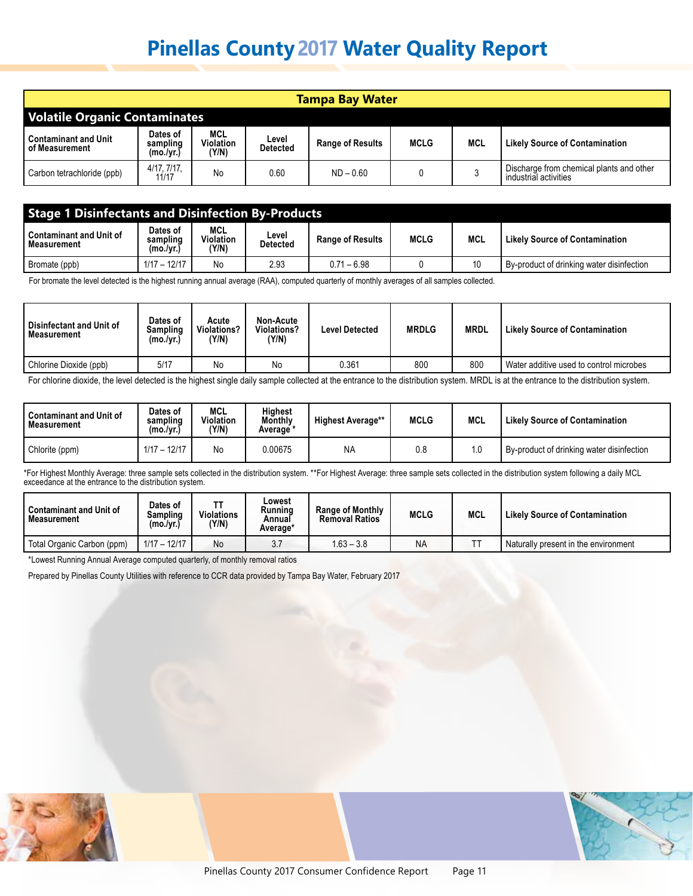# Pinellas County 2017 Water Quality Report

## Tampa Bay Water

### Volatile Organic Contaminates

| Contaminant and Unit of Measurement | Dates of sampling (mo./yr.) | MCL Violation (Y/N) | Level Detected | Range of Results | MCLG | MCL | Likely Source of Contamination |
|---|---|---|---|---|---|---|---|
| Carbon tetrachloride (ppb) | 4/17, 7/17, 11/17 | No | 0.60 | ND – 0.60 | 0 | 3 | Discharge from chemical plants and other industrial activities |

### Stage 1 Disinfectants and Disinfection By-Products

| Contaminant and Unit of Measurement | Dates of sampling (mo./yr.) | MCL Violation (Y/N) | Level Detected | Range of Results | MCLG | MCL | Likely Source of Contamination |
|---|---|---|---|---|---|---|---|
| Bromate (ppb) | 1/17 – 12/17 | No | 2.93 | 0.71 – 6.98 | 0 | 10 | By-product of drinking water disinfection |

For bromate the level detected is the highest running annual average (RAA), computed quarterly of monthly averages of all samples collected.

| Disinfectant and Unit of Measurement | Dates of Sampling (mo./yr.) | Acute Violations? (Y/N) | Non-Acute Violations? (Y/N) | Level Detected | MRDLG | MRDL | Likely Source of Contamination |
|---|---|---|---|---|---|---|---|
| Chlorine Dioxide (ppb) | 5/17 | No | No | 0.361 | 800 | 800 | Water additive used to control microbes |

For chlorine dioxide, the level detected is the highest single daily sample collected at the entrance to the distribution system. MRDL is at the entrance to the distribution system.

| Contaminant and Unit of Measurement | Dates of sampling (mo./yr.) | MCL Violation (Y/N) | Highest Monthly Average * | Highest Average** | MCLG | MCL | Likely Source of Contamination |
|---|---|---|---|---|---|---|---|
| Chlorite (ppm) | 1/17 – 12/17 | No | 0.00675 | NA | 0.8 | 1.0 | By-product of drinking water disinfection |

*For Highest Monthly Average: three sample sets collected in the distribution system. **For Highest Average: three sample sets collected in the distribution system following a daily MCL exceedance at the entrance to the distribution system.

| Contaminant and Unit of Measurement | Dates of Sampling (mo./yr.) | TT Violations (Y/N) | Lowest Running Annual Average* | Range of Monthly Removal Ratios | MCLG | MCL | Likely Source of Contamination |
|---|---|---|---|---|---|---|---|
| Total Organic Carbon (ppm) | 1/17 – 12/17 | No | 3.7 | 1.63 – 3.8 | NA | TT | Naturally present in the environment |

*Lowest Running Annual Average computed quarterly, of monthly removal ratios

Prepared by Pinellas County Utilities with reference to CCR data provided by Tampa Bay Water, February 2017